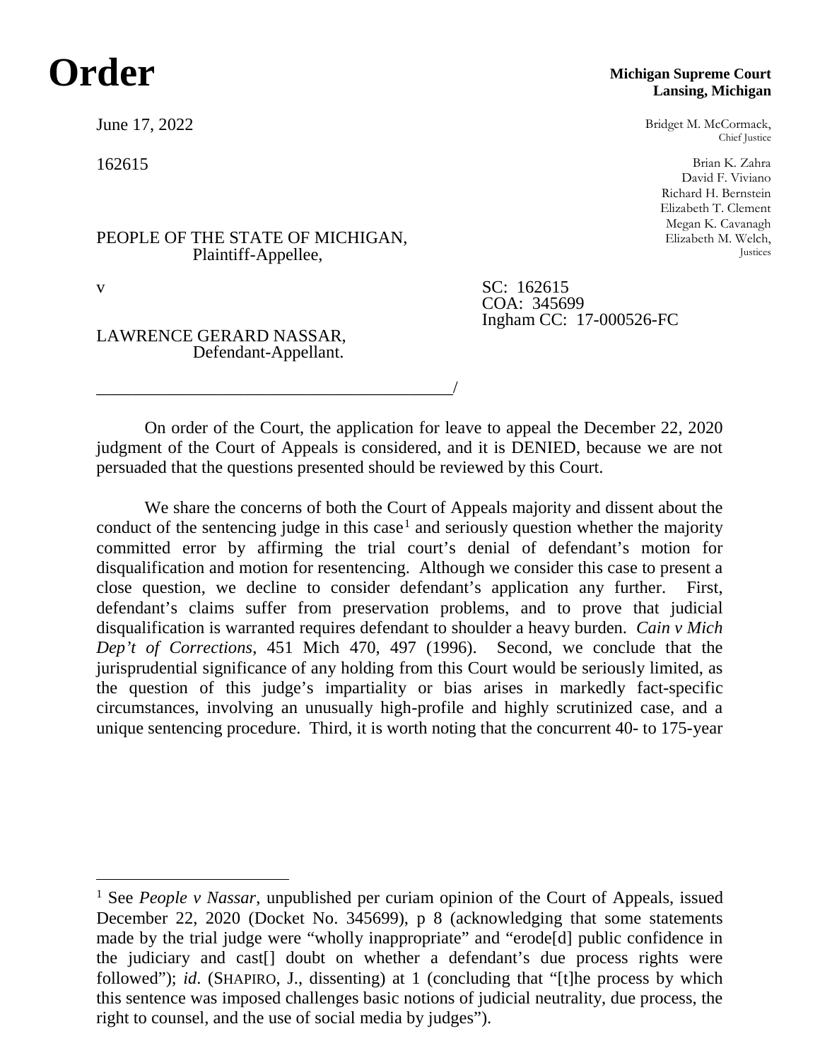# Order

**Michigan Supreme Court**
**Lansing, Michigan**

June 17, 2022

162615

Bridget M. McCormack,
Chief Justice

Brian K. Zahra
David F. Viviano
Richard H. Bernstein
Elizabeth T. Clement
Megan K. Cavanagh
Elizabeth M. Welch,
Justices

PEOPLE OF THE STATE OF MICHIGAN,
Plaintiff-Appellee,

v

SC: 162615
COA: 345699
Ingham CC: 17-000526-FC

LAWRENCE GERARD NASSAR,
Defendant-Appellant.

_________________________________________/

On order of the Court, the application for leave to appeal the December 22, 2020 judgment of the Court of Appeals is considered, and it is DENIED, because we are not persuaded that the questions presented should be reviewed by this Court.

We share the concerns of both the Court of Appeals majority and dissent about the conduct of the sentencing judge in this case[1] and seriously question whether the majority committed error by affirming the trial court's denial of defendant's motion for disqualification and motion for resentencing. Although we consider this case to present a close question, we decline to consider defendant's application any further. First, defendant's claims suffer from preservation problems, and to prove that judicial disqualification is warranted requires defendant to shoulder a heavy burden. *Cain v Mich Dep't of Corrections*, 451 Mich 470, 497 (1996). Second, we conclude that the jurisprudential significance of any holding from this Court would be seriously limited, as the question of this judge's impartiality or bias arises in markedly fact-specific circumstances, involving an unusually high-profile and highly scrutinized case, and a unique sentencing procedure. Third, it is worth noting that the concurrent 40- to 175-year

---

[1] See *People v Nassar*, unpublished per curiam opinion of the Court of Appeals, issued December 22, 2020 (Docket No. 345699), p 8 (acknowledging that some statements made by the trial judge were "wholly inappropriate" and "erode[d] public confidence in the judiciary and cast[] doubt on whether a defendant's due process rights were followed"); *id*. (SHAPIRO, J., dissenting) at 1 (concluding that "[t]he process by which this sentence was imposed challenges basic notions of judicial neutrality, due process, the right to counsel, and the use of social media by judges").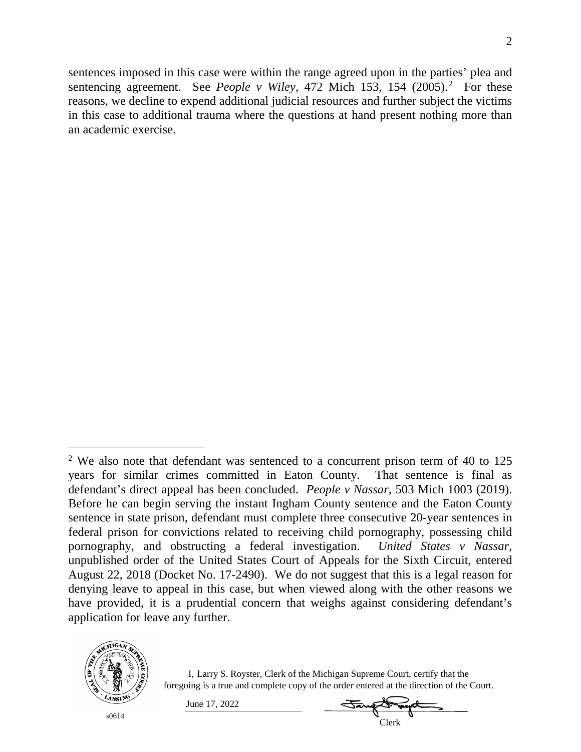sentences imposed in this case were within the range agreed upon in the parties' plea and sentencing agreement. See *People v Wiley*, 472 Mich 153, 154 (2005).[2] For these reasons, we decline to expend additional judicial resources and further subject the victims in this case to additional trauma where the questions at hand present nothing more than an academic exercise.

---

[2] We also note that defendant was sentenced to a concurrent prison term of 40 to 125 years for similar crimes committed in Eaton County. That sentence is final as defendant's direct appeal has been concluded. *People v Nassar*, 503 Mich 1003 (2019). Before he can begin serving the instant Ingham County sentence and the Eaton County sentence in state prison, defendant must complete three consecutive 20-year sentences in federal prison for convictions related to receiving child pornography, possessing child pornography, and obstructing a federal investigation. *United States v Nassar*, unpublished order of the United States Court of Appeals for the Sixth Circuit, entered August 22, 2018 (Docket No. 17-2490). We do not suggest that this is a legal reason for denying leave to appeal in this case, but when viewed along with the other reasons we have provided, it is a prudential concern that weighs against considering defendant's application for leave any further.

I, Larry S. Royster, Clerk of the Michigan Supreme Court, certify that the foregoing is a true and complete copy of the order entered at the direction of the Court.

June 17, 2022

Clerk

s0614